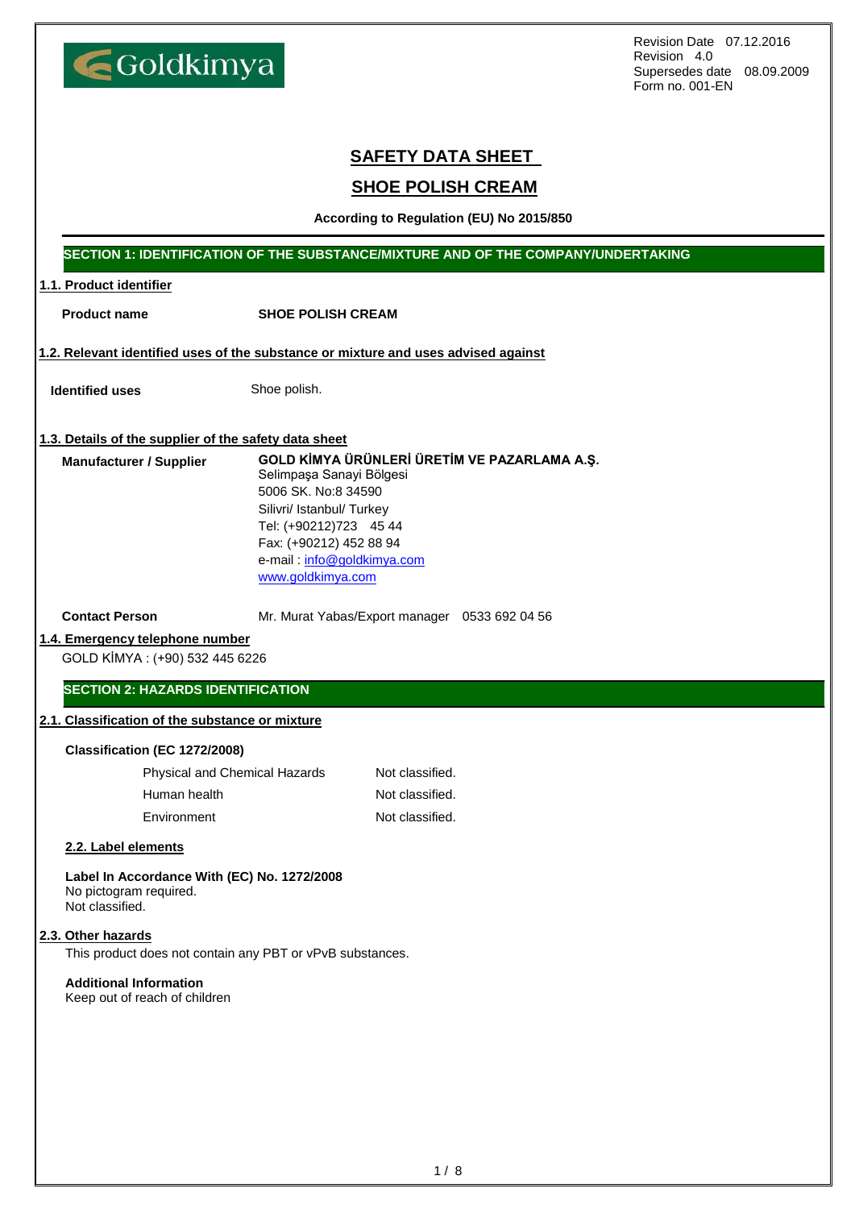Goldkimya

Revision Date 07.12.2016
Revision 4.0
Supersedes date 08.09.2009
Form no. 001-EN

# SAFETY DATA SHEET

# SHOE POLISH CREAM

**According to Regulation (EU) No 2015/850**

## SECTION 1: IDENTIFICATION OF THE SUBSTANCE/MIXTURE AND OF THE COMPANY/UNDERTAKING

### 1.1. Product identifier

**Product name** **SHOE POLISH CREAM**

### 1.2. Relevant identified uses of the substance or mixture and uses advised against

**Identified uses** Shoe polish.

### 1.3. Details of the supplier of the safety data sheet

**Manufacturer / Supplier**

**GOLD KİMYA ÜRÜNLERİ ÜRETİM VE PAZARLAMA A.Ş.**
Selimpaşa Sanayi Bölgesi
5006 SK. No:8 34590
Silivri/ Istanbul/ Turkey
Tel: (+90212)723 45 44
Fax: (+90212) 452 88 94
e-mail : info@goldkimya.com
www.goldkimya.com

**Contact Person** Mr. Murat Yabas/Export manager 0533 692 04 56

### 1.4. Emergency telephone number

GOLD KİMYA : (+90) 532 445 6226

## SECTION 2: HAZARDS IDENTIFICATION

### 2.1. Classification of the substance or mixture

**Classification (EC 1272/2008)**

| | |
|---|---|
| Physical and Chemical Hazards | Not classified. |
| Human health | Not classified. |
| Environment | Not classified. |

### 2.2. Label elements

**Label In Accordance With (EC) No. 1272/2008**
No pictogram required.
Not classified.

### 2.3. Other hazards

This product does not contain any PBT or vPvB substances.

**Additional Information**
Keep out of reach of children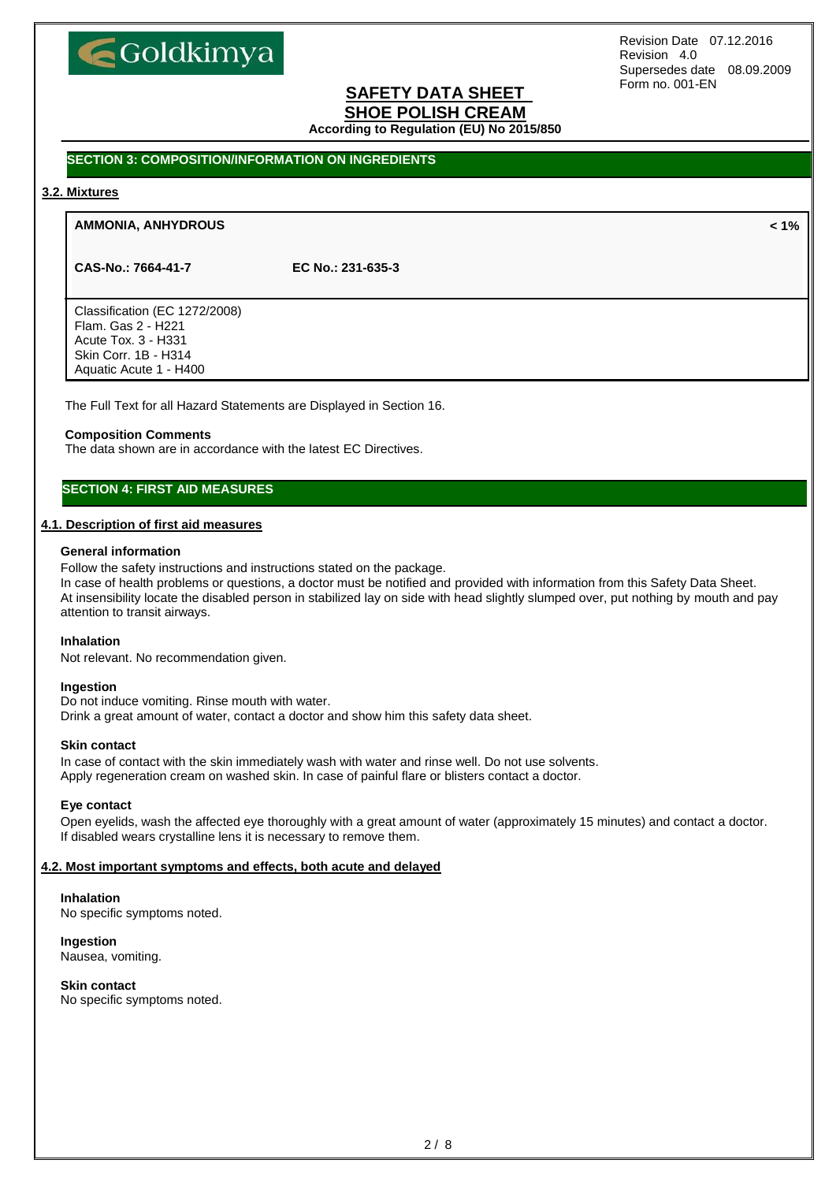## SECTION 3: COMPOSITION/INFORMATION ON INGREDIENTS

### 3.2. Mixtures

| **AMMONIA, ANHYDROUS** | | **< 1%** |
|---|---|---|
| **CAS-No.: 7664-41-7** | **EC No.: 231-635-3** | |
| Classification (EC 1272/2008)<br>Flam. Gas 2 - H221<br>Acute Tox. 3 - H331<br>Skin Corr. 1B - H314<br>Aquatic Acute 1 - H400 | | |

The Full Text for all Hazard Statements are Displayed in Section 16.

**Composition Comments**

The data shown are in accordance with the latest EC Directives.

## SECTION 4: FIRST AID MEASURES

### 4.1. Description of first aid measures

**General information**

Follow the safety instructions and instructions stated on the package.
In case of health problems or questions, a doctor must be notified and provided with information from this Safety Data Sheet.
At insensibility locate the disabled person in stabilized lay on side with head slightly slumped over, put nothing by mouth and pay attention to transit airways.

**Inhalation**

Not relevant. No recommendation given.

**Ingestion**

Do not induce vomiting. Rinse mouth with water.
Drink a great amount of water, contact a doctor and show him this safety data sheet.

**Skin contact**

In case of contact with the skin immediately wash with water and rinse well. Do not use solvents.
Apply regeneration cream on washed skin. In case of painful flare or blisters contact a doctor.

**Eye contact**

Open eyelids, wash the affected eye thoroughly with a great amount of water (approximately 15 minutes) and contact a doctor.
If disabled wears crystalline lens it is necessary to remove them.

### 4.2. Most important symptoms and effects, both acute and delayed

**Inhalation**

No specific symptoms noted.

**Ingestion**

Nausea, vomiting.

**Skin contact**

No specific symptoms noted.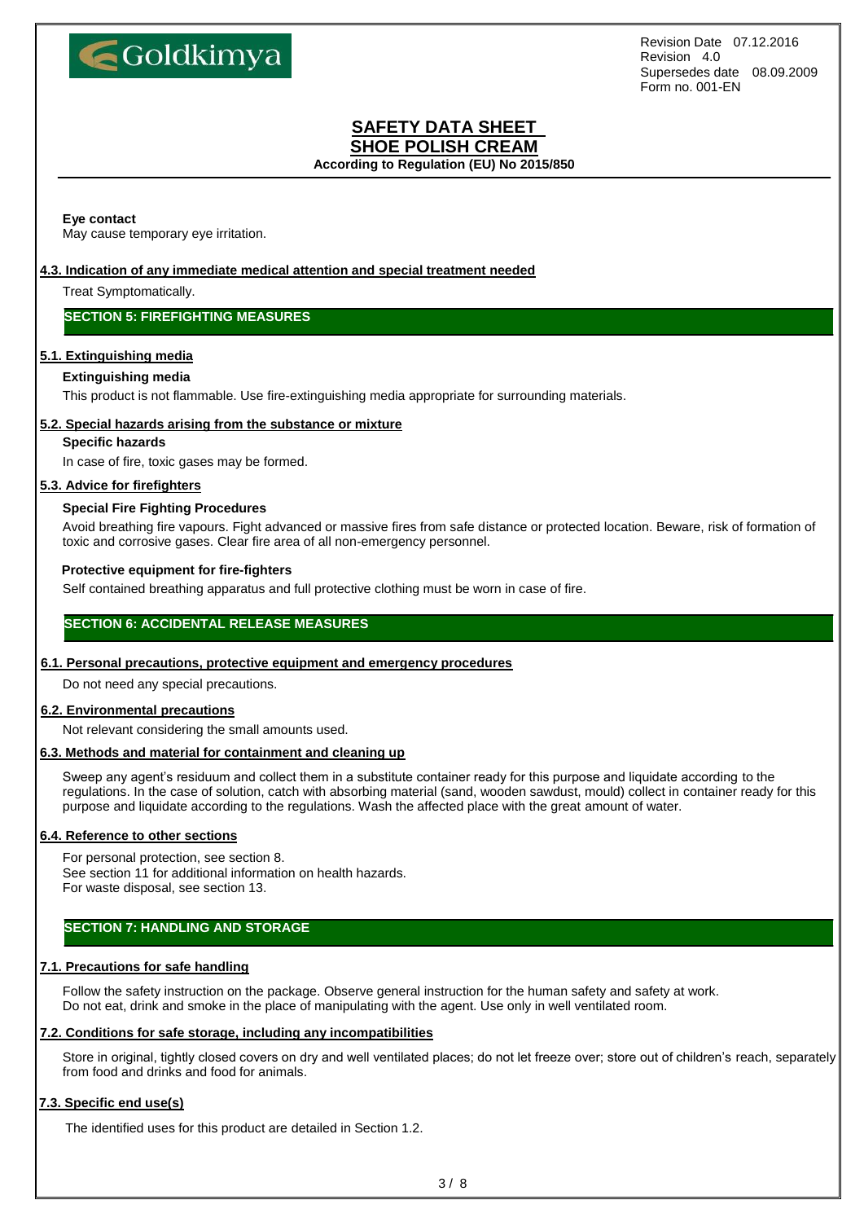**Eye contact**

May cause temporary eye irritation.

### 4.3. Indication of any immediate medical attention and special treatment needed

Treat Symptomatically.

## SECTION 5: FIREFIGHTING MEASURES

### 5.1. Extinguishing media

**Extinguishing media**

This product is not flammable. Use fire-extinguishing media appropriate for surrounding materials.

### 5.2. Special hazards arising from the substance or mixture

**Specific hazards**

In case of fire, toxic gases may be formed.

### 5.3. Advice for firefighters

**Special Fire Fighting Procedures**

Avoid breathing fire vapours. Fight advanced or massive fires from safe distance or protected location. Beware, risk of formation of toxic and corrosive gases. Clear fire area of all non-emergency personnel.

**Protective equipment for fire-fighters**

Self contained breathing apparatus and full protective clothing must be worn in case of fire.

## SECTION 6: ACCIDENTAL RELEASE MEASURES

### 6.1. Personal precautions, protective equipment and emergency procedures

Do not need any special precautions.

### 6.2. Environmental precautions

Not relevant considering the small amounts used.

### 6.3. Methods and material for containment and cleaning up

Sweep any agent's residuum and collect them in a substitute container ready for this purpose and liquidate according to the regulations. In the case of solution, catch with absorbing material (sand, wooden sawdust, mould) collect in container ready for this purpose and liquidate according to the regulations. Wash the affected place with the great amount of water.

### 6.4. Reference to other sections

For personal protection, see section 8.
See section 11 for additional information on health hazards.
For waste disposal, see section 13.

## SECTION 7: HANDLING AND STORAGE

### 7.1. Precautions for safe handling

Follow the safety instruction on the package. Observe general instruction for the human safety and safety at work.
Do not eat, drink and smoke in the place of manipulating with the agent. Use only in well ventilated room.

### 7.2. Conditions for safe storage, including any incompatibilities

Store in original, tightly closed covers on dry and well ventilated places; do not let freeze over; store out of children's reach, separately from food and drinks and food for animals.

### 7.3. Specific end use(s)

The identified uses for this product are detailed in Section 1.2.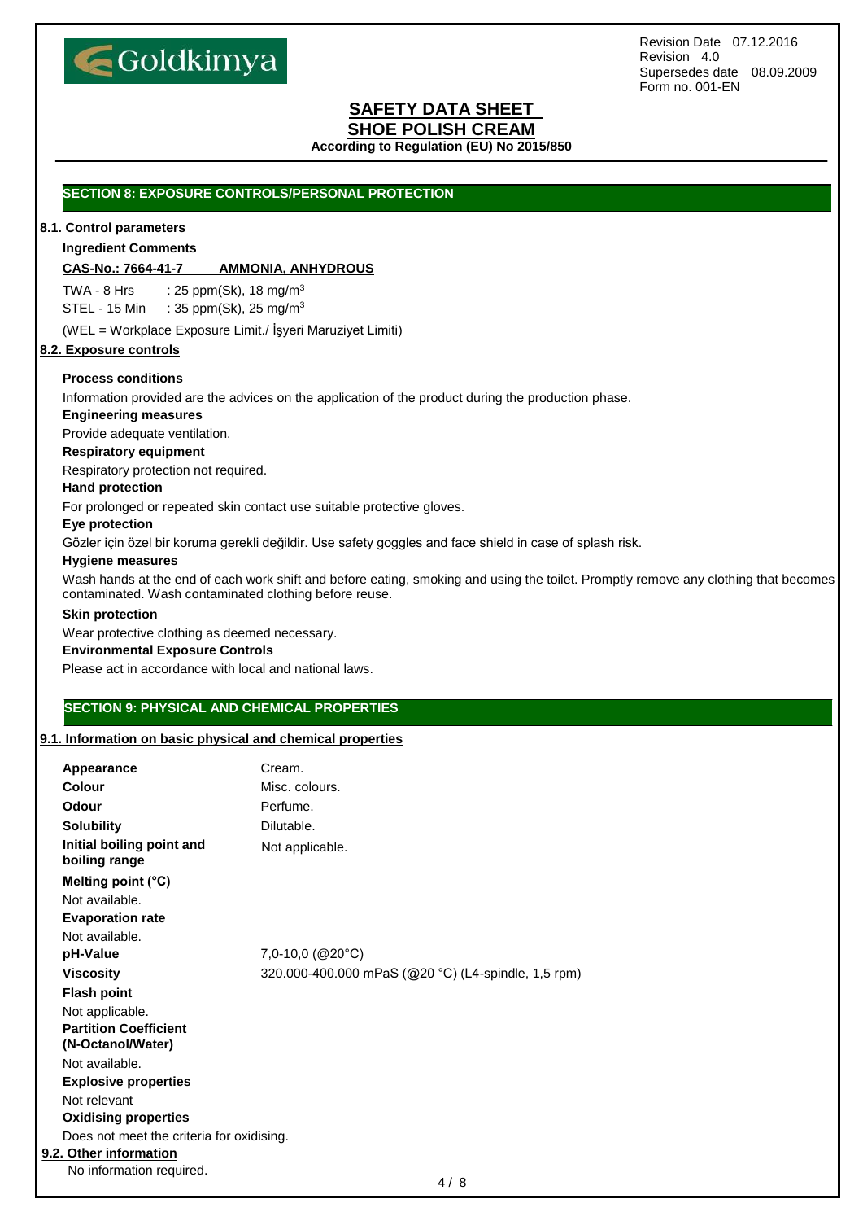## SECTION 8: EXPOSURE CONTROLS/PERSONAL PROTECTION

### 8.1. Control parameters

**Ingredient Comments**

**CAS-No.: 7664-41-7 AMMONIA, ANHYDROUS**

TWA - 8 Hrs : 25 ppm(Sk), 18 mg/$m^3$

STEL - 15 Min : 35 ppm(Sk), 25 mg/$m^3$

(WEL = Workplace Exposure Limit./ İşyeri Maruziyet Limiti)

### 8.2. Exposure controls

**Process conditions**

Information provided are the advices on the application of the product during the production phase.

**Engineering measures**

Provide adequate ventilation.

**Respiratory equipment**

Respiratory protection not required.

**Hand protection**

For prolonged or repeated skin contact use suitable protective gloves.

**Eye protection**

Gözler için özel bir koruma gerekli değildir. Use safety goggles and face shield in case of splash risk.

**Hygiene measures**

Wash hands at the end of each work shift and before eating, smoking and using the toilet. Promptly remove any clothing that becomes contaminated. Wash contaminated clothing before reuse.

**Skin protection**

Wear protective clothing as deemed necessary.

**Environmental Exposure Controls**

Please act in accordance with local and national laws.

## SECTION 9: PHYSICAL AND CHEMICAL PROPERTIES

### 9.1. Information on basic physical and chemical properties

| Property | Value |
|---|---|
| **Appearance** | Cream. |
| **Colour** | Misc. colours. |
| **Odour** | Perfume. |
| **Solubility** | Dilutable. |
| **Initial boiling point and boiling range** | Not applicable. |
| **pH-Value** | 7,0-10,0 (@20°C) |
| **Viscosity** | 320.000-400.000 mPaS (@20 °C) (L4-spindle, 1,5 rpm) |

**Melting point (°C)**

Not available.

**Evaporation rate**

Not available.

**Flash point**

Not applicable.

**Partition Coefficient (N-Octanol/Water)**

Not available.

**Explosive properties**

Not relevant

**Oxidising properties**

Does not meet the criteria for oxidising.

### 9.2. Other information

No information required.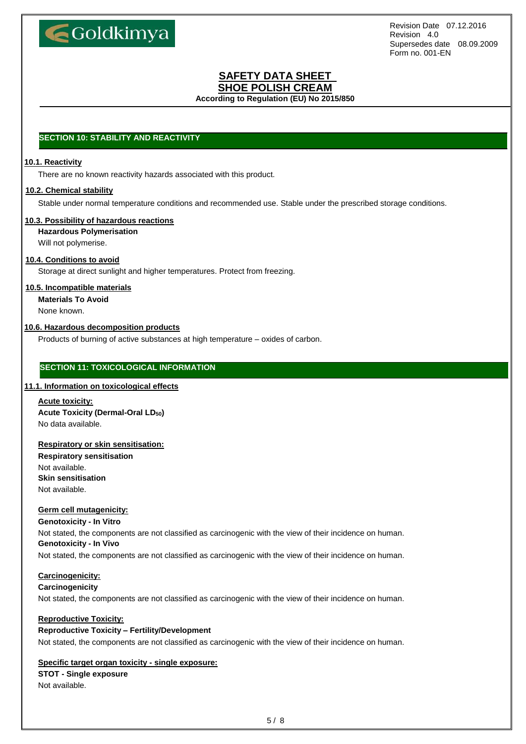## SECTION 10: STABILITY AND REACTIVITY

### 10.1. Reactivity

There are no known reactivity hazards associated with this product.

### 10.2. Chemical stability

Stable under normal temperature conditions and recommended use. Stable under the prescribed storage conditions.

### 10.3. Possibility of hazardous reactions

**Hazardous Polymerisation**

Will not polymerise.

### 10.4. Conditions to avoid

Storage at direct sunlight and higher temperatures. Protect from freezing.

### 10.5. Incompatible materials

**Materials To Avoid**

None known.

### 10.6. Hazardous decomposition products

Products of burning of active substances at high temperature – oxides of carbon.

## SECTION 11: TOXICOLOGICAL INFORMATION

### 11.1. Information on toxicological effects

**Acute toxicity:**

**Acute Toxicity (Dermal-Oral $LD_{50}$)**

No data available.

**Respiratory or skin sensitisation:**

**Respiratory sensitisation**

Not available.

**Skin sensitisation**

Not available.

**Germ cell mutagenicity:**

**Genotoxicity - In Vitro**

Not stated, the components are not classified as carcinogenic with the view of their incidence on human.

**Genotoxicity - In Vivo**

Not stated, the components are not classified as carcinogenic with the view of their incidence on human.

**Carcinogenicity:**

**Carcinogenicity**

Not stated, the components are not classified as carcinogenic with the view of their incidence on human.

**Reproductive Toxicity:**

**Reproductive Toxicity – Fertility/Development**

Not stated, the components are not classified as carcinogenic with the view of their incidence on human.

**Specific target organ toxicity - single exposure:**

**STOT - Single exposure**

Not available.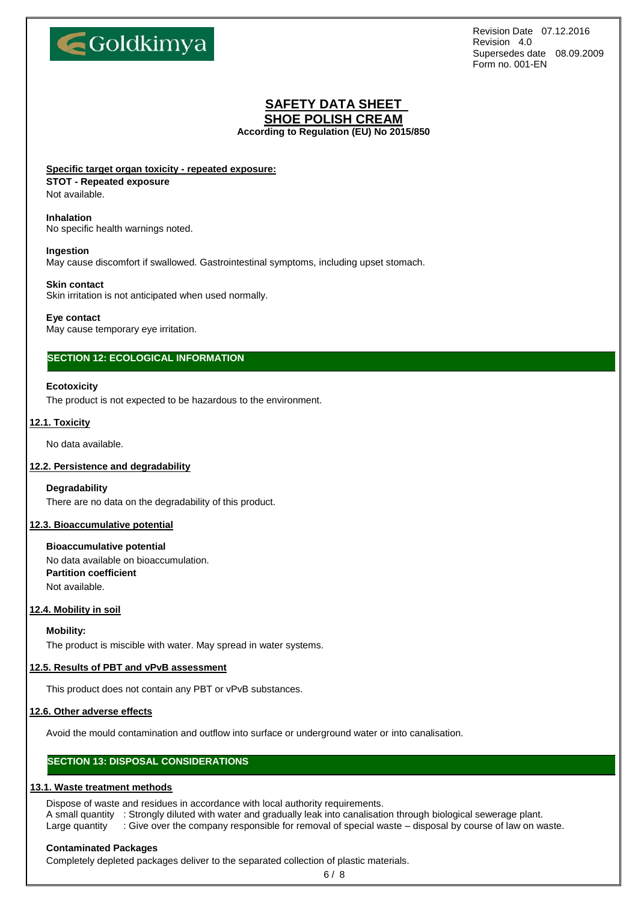**Specific target organ toxicity - repeated exposure:**

**STOT - Repeated exposure**
Not available.

**Inhalation**
No specific health warnings noted.

**Ingestion**
May cause discomfort if swallowed. Gastrointestinal symptoms, including upset stomach.

**Skin contact**
Skin irritation is not anticipated when used normally.

**Eye contact**
May cause temporary eye irritation.

## SECTION 12: ECOLOGICAL INFORMATION

**Ecotoxicity**
The product is not expected to be hazardous to the environment.

### 12.1. Toxicity

No data available.

### 12.2. Persistence and degradability

**Degradability**
There are no data on the degradability of this product.

### 12.3. Bioaccumulative potential

**Bioaccumulative potential**
No data available on bioaccumulation.
**Partition coefficient**
Not available.

### 12.4. Mobility in soil

**Mobility:**
The product is miscible with water. May spread in water systems.

### 12.5. Results of PBT and vPvB assessment

This product does not contain any PBT or vPvB substances.

### 12.6. Other adverse effects

Avoid the mould contamination and outflow into surface or underground water or into canalisation.

## SECTION 13: DISPOSAL CONSIDERATIONS

### 13.1. Waste treatment methods

Dispose of waste and residues in accordance with local authority requirements.
A small quantity : Strongly diluted with water and gradually leak into canalisation through biological sewerage plant.
Large quantity : Give over the company responsible for removal of special waste – disposal by course of law on waste.

**Contaminated Packages**
Completely depleted packages deliver to the separated collection of plastic materials.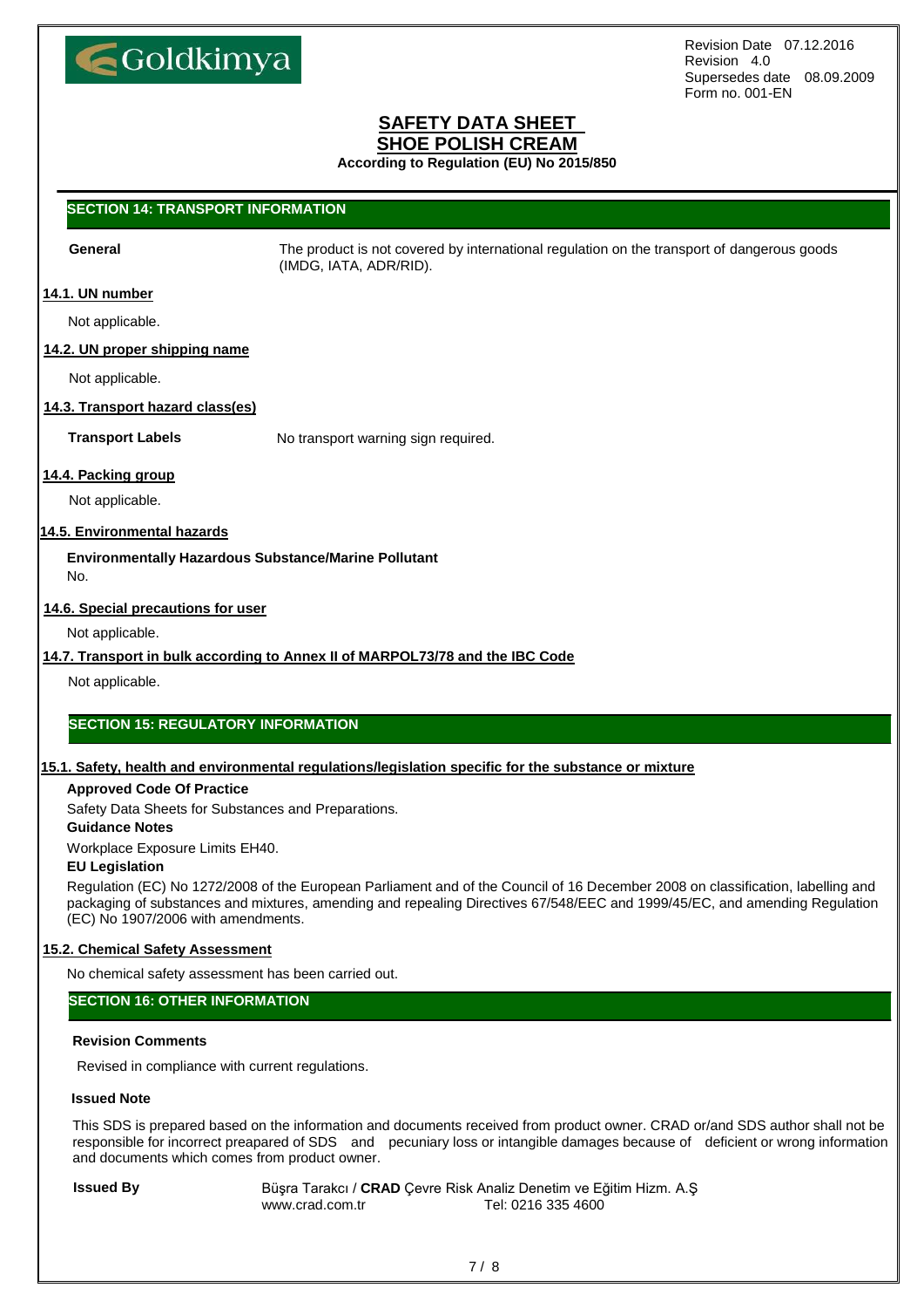## SECTION 14: TRANSPORT INFORMATION

**General** The product is not covered by international regulation on the transport of dangerous goods (IMDG, IATA, ADR/RID).

### 14.1. UN number

Not applicable.

### 14.2. UN proper shipping name

Not applicable.

### 14.3. Transport hazard class(es)

**Transport Labels** No transport warning sign required.

### 14.4. Packing group

Not applicable.

### 14.5. Environmental hazards

**Environmentally Hazardous Substance/Marine Pollutant**

No.

### 14.6. Special precautions for user

Not applicable.

### 14.7. Transport in bulk according to Annex II of MARPOL73/78 and the IBC Code

Not applicable.

## SECTION 15: REGULATORY INFORMATION

### 15.1. Safety, health and environmental regulations/legislation specific for the substance or mixture

**Approved Code Of Practice**

Safety Data Sheets for Substances and Preparations.

**Guidance Notes**

Workplace Exposure Limits EH40.

**EU Legislation**

Regulation (EC) No 1272/2008 of the European Parliament and of the Council of 16 December 2008 on classification, labelling and packaging of substances and mixtures, amending and repealing Directives 67/548/EEC and 1999/45/EC, and amending Regulation (EC) No 1907/2006 with amendments.

### 15.2. Chemical Safety Assessment

No chemical safety assessment has been carried out.

## SECTION 16: OTHER INFORMATION

**Revision Comments**

Revised in compliance with current regulations.

**Issued Note**

This SDS is prepared based on the information and documents received from product owner. CRAD or/and SDS author shall not be responsible for incorrect preapared of SDS and pecuniary loss or intangible damages because of deficient or wrong information and documents which comes from product owner.

**Issued By** Büşra Tarakcı / **CRAD** Çevre Risk Analiz Denetim ve Eğitim Hizm. A.Ş
www.crad.com.tr Tel: 0216 335 4600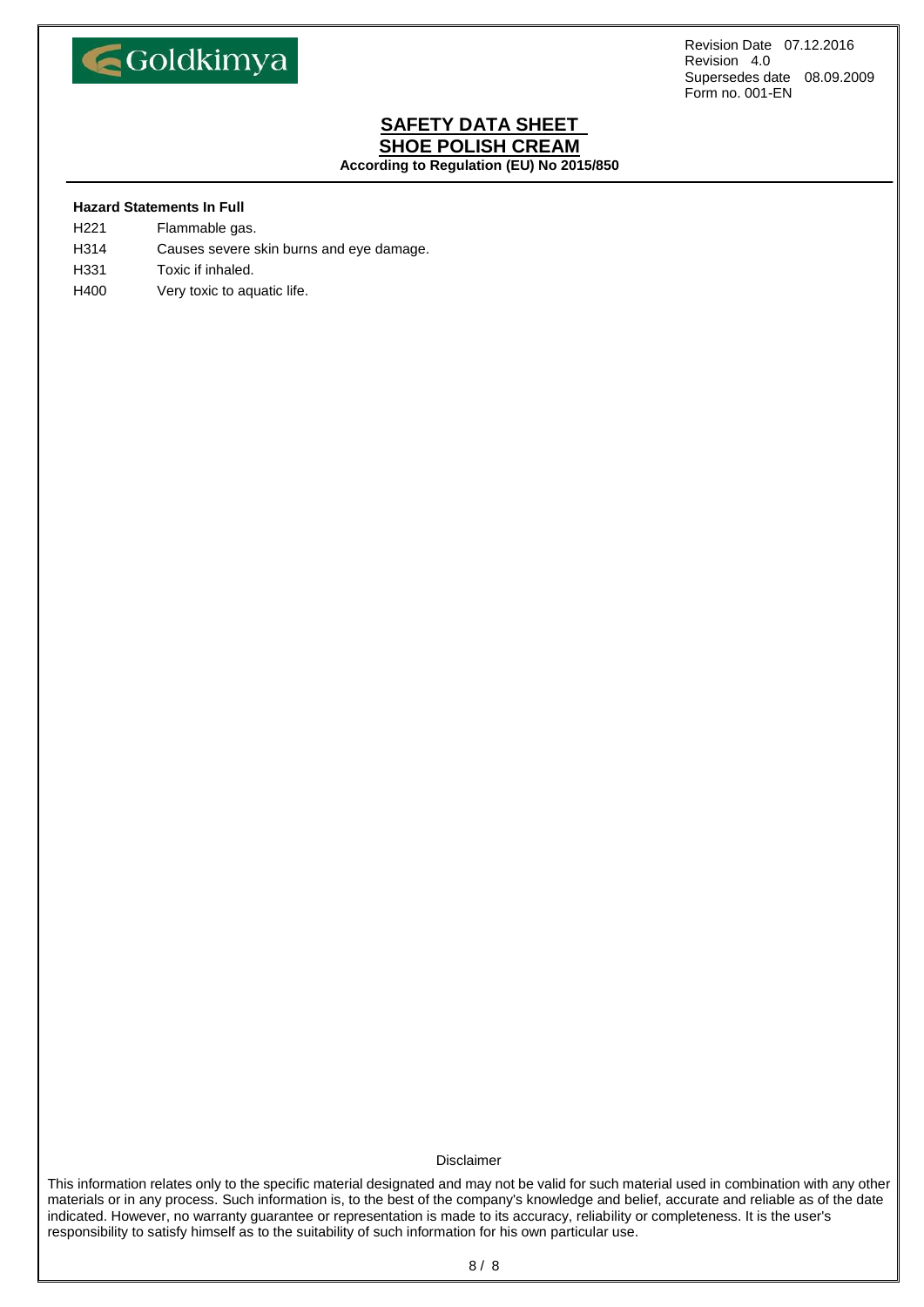**Hazard Statements In Full**

| | |
|---|---|
| H221 | Flammable gas. |
| H314 | Causes severe skin burns and eye damage. |
| H331 | Toxic if inhaled. |
| H400 | Very toxic to aquatic life. |

Disclaimer

This information relates only to the specific material designated and may not be valid for such material used in combination with any other materials or in any process. Such information is, to the best of the company's knowledge and belief, accurate and reliable as of the date indicated. However, no warranty guarantee or representation is made to its accuracy, reliability or completeness. It is the user's responsibility to satisfy himself as to the suitability of such information for his own particular use.